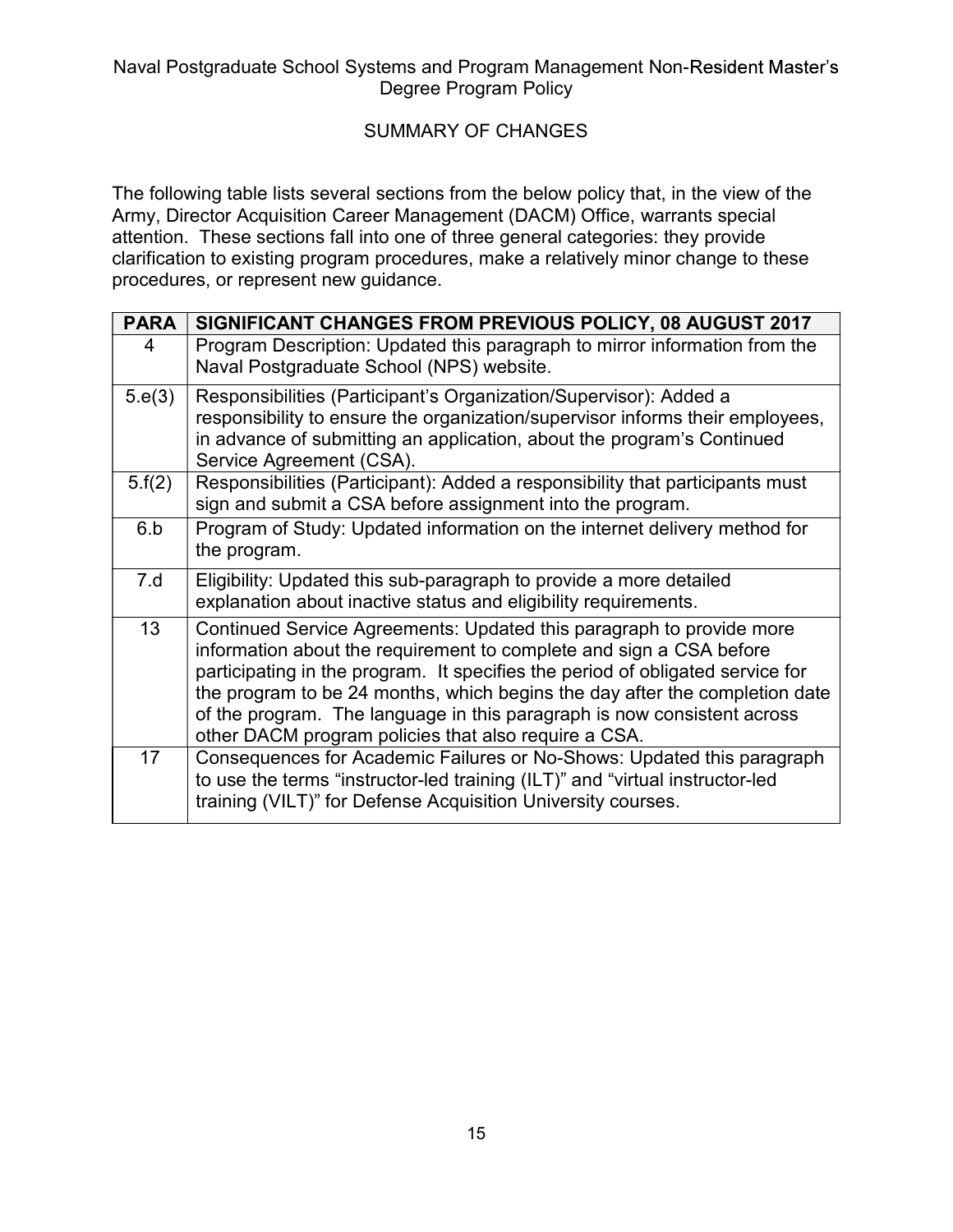# Naval Postgraduate School Systems and Program Management Non-Resident Master's Degree Program Policy

## SUMMARY OF CHANGES

The following table lists several sections from the below policy that, in the view of the Army, Director Acquisition Career Management (DACM) Office, warrants special attention. These sections fall into one of three general categories: they provide clarification to existing program procedures, make a relatively minor change to these procedures, or represent new guidance.

| PARA | SIGNIFICANT CHANGES FROM PREVIOUS POLICY, 08 AUGUST 2017 |
|---|---|
| 4 | Program Description: Updated this paragraph to mirror information from the Naval Postgraduate School (NPS) website. |
| 5.e(3) | Responsibilities (Participant's Organization/Supervisor): Added a responsibility to ensure the organization/supervisor informs their employees, in advance of submitting an application, about the program's Continued Service Agreement (CSA). |
| 5.f(2) | Responsibilities (Participant): Added a responsibility that participants must sign and submit a CSA before assignment into the program. |
| 6.b | Program of Study: Updated information on the internet delivery method for the program. |
| 7.d | Eligibility: Updated this sub-paragraph to provide a more detailed explanation about inactive status and eligibility requirements. |
| 13 | Continued Service Agreements: Updated this paragraph to provide more information about the requirement to complete and sign a CSA before participating in the program. It specifies the period of obligated service for the program to be 24 months, which begins the day after the completion date of the program. The language in this paragraph is now consistent across other DACM program policies that also require a CSA. |
| 17 | Consequences for Academic Failures or No-Shows: Updated this paragraph to use the terms "instructor-led training (ILT)" and "virtual instructor-led training (VILT)" for Defense Acquisition University courses. |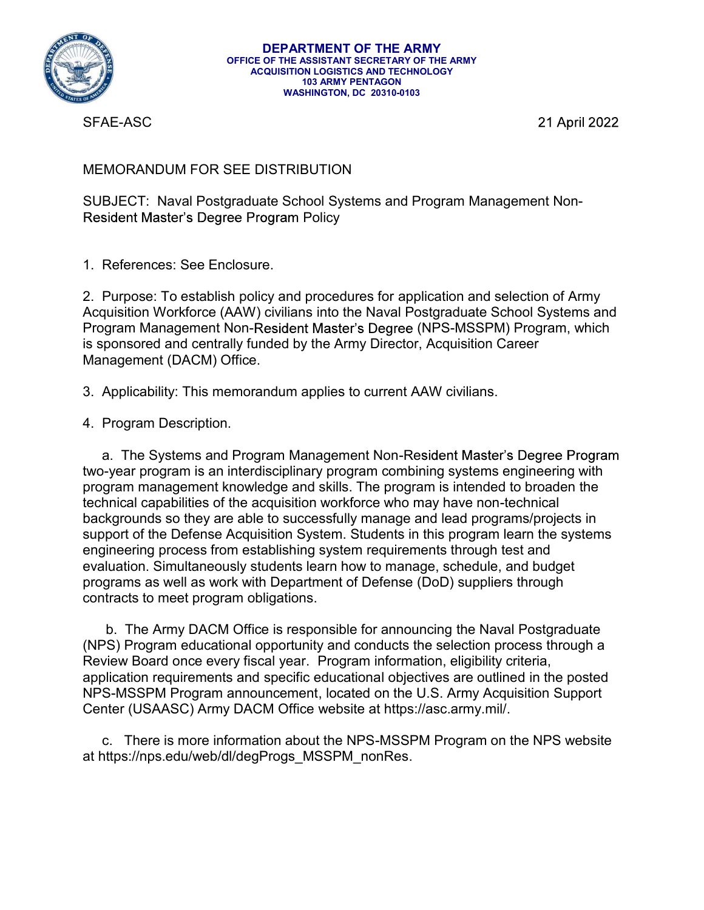**DEPARTMENT OF THE ARMY**
**OFFICE OF THE ASSISTANT SECRETARY OF THE ARMY**
**ACQUISITION LOGISTICS AND TECHNOLOGY**
**103 ARMY PENTAGON**
**WASHINGTON, DC 20310-0103**

SFAE-ASC

21 April 2022

MEMORANDUM FOR SEE DISTRIBUTION

SUBJECT: Naval Postgraduate School Systems and Program Management Non-Resident Master's Degree Program Policy

1. References: See Enclosure.

2. Purpose: To establish policy and procedures for application and selection of Army Acquisition Workforce (AAW) civilians into the Naval Postgraduate School Systems and Program Management Non-Resident Master's Degree (NPS-MSSPM) Program, which is sponsored and centrally funded by the Army Director, Acquisition Career Management (DACM) Office.

3. Applicability: This memorandum applies to current AAW civilians.

4. Program Description.

a. The Systems and Program Management Non-Resident Master's Degree Program two-year program is an interdisciplinary program combining systems engineering with program management knowledge and skills. The program is intended to broaden the technical capabilities of the acquisition workforce who may have non-technical backgrounds so they are able to successfully manage and lead programs/projects in support of the Defense Acquisition System. Students in this program learn the systems engineering process from establishing system requirements through test and evaluation. Simultaneously students learn how to manage, schedule, and budget programs as well as work with Department of Defense (DoD) suppliers through contracts to meet program obligations.

b. The Army DACM Office is responsible for announcing the Naval Postgraduate (NPS) Program educational opportunity and conducts the selection process through a Review Board once every fiscal year. Program information, eligibility criteria, application requirements and specific educational objectives are outlined in the posted NPS-MSSPM Program announcement, located on the U.S. Army Acquisition Support Center (USAASC) Army DACM Office website at https://asc.army.mil/.

c. There is more information about the NPS-MSSPM Program on the NPS website at https://nps.edu/web/dl/degProgs_MSSPM_nonRes.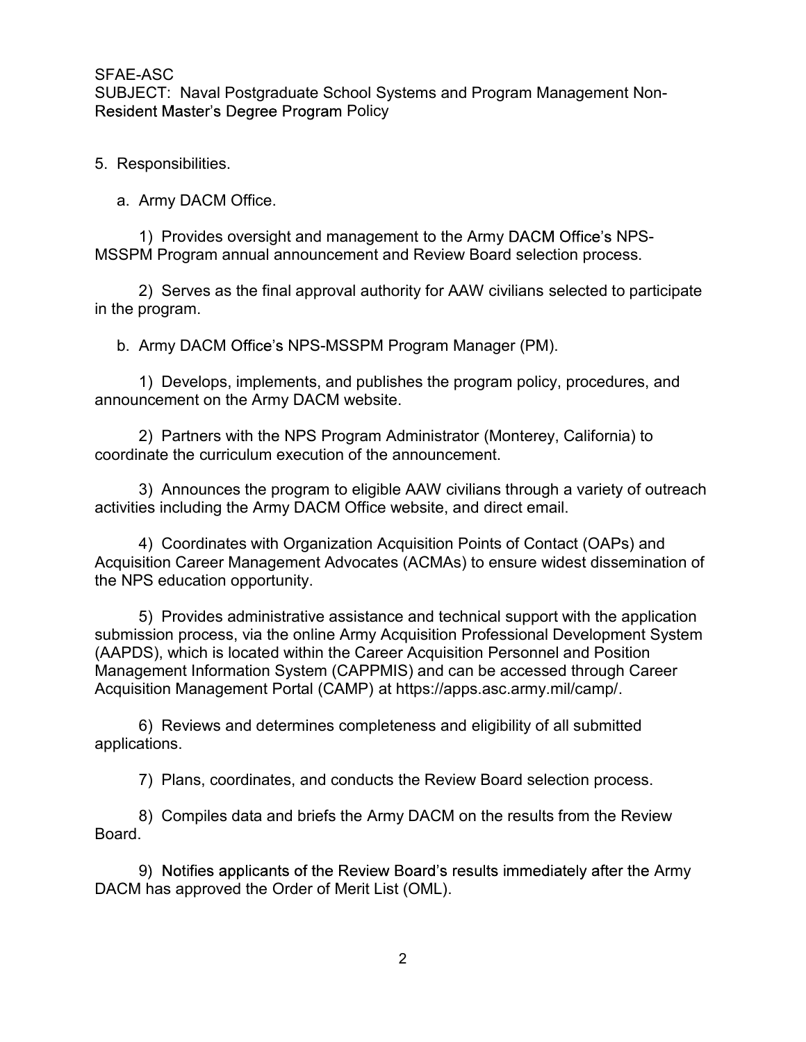5. Responsibilities.

   a. Army DACM Office.

      1) Provides oversight and management to the Army DACM Office's NPS-MSSPM Program annual announcement and Review Board selection process.

      2) Serves as the final approval authority for AAW civilians selected to participate in the program.

   b. Army DACM Office's NPS-MSSPM Program Manager (PM).

      1) Develops, implements, and publishes the program policy, procedures, and announcement on the Army DACM website.

      2) Partners with the NPS Program Administrator (Monterey, California) to coordinate the curriculum execution of the announcement.

      3) Announces the program to eligible AAW civilians through a variety of outreach activities including the Army DACM Office website, and direct email.

      4) Coordinates with Organization Acquisition Points of Contact (OAPs) and Acquisition Career Management Advocates (ACMAs) to ensure widest dissemination of the NPS education opportunity.

      5) Provides administrative assistance and technical support with the application submission process, via the online Army Acquisition Professional Development System (AAPDS), which is located within the Career Acquisition Personnel and Position Management Information System (CAPPMIS) and can be accessed through Career Acquisition Management Portal (CAMP) at https://apps.asc.army.mil/camp/.

      6) Reviews and determines completeness and eligibility of all submitted applications.

      7) Plans, coordinates, and conducts the Review Board selection process.

      8) Compiles data and briefs the Army DACM on the results from the Review Board.

      9) Notifies applicants of the Review Board's results immediately after the Army DACM has approved the Order of Merit List (OML).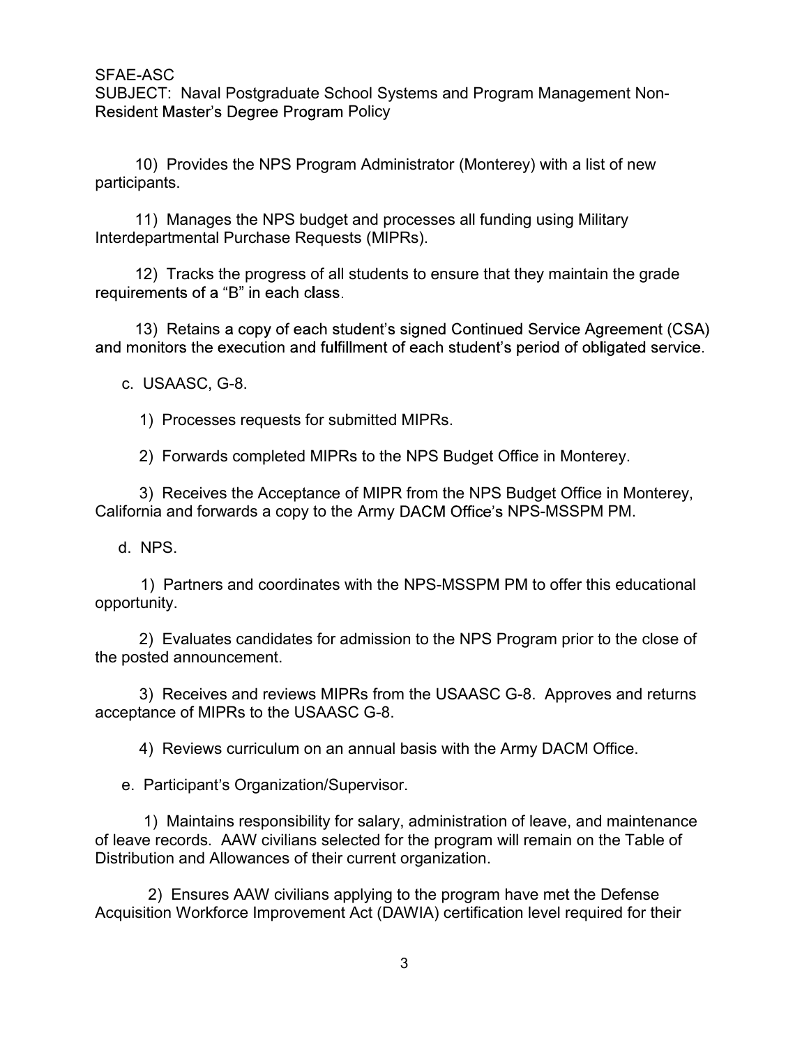SFAE-ASC
SUBJECT: Naval Postgraduate School Systems and Program Management Non-Resident Master's Degree Program Policy

10) Provides the NPS Program Administrator (Monterey) with a list of new participants.

11) Manages the NPS budget and processes all funding using Military Interdepartmental Purchase Requests (MIPRs).

12) Tracks the progress of all students to ensure that they maintain the grade requirements of a "B" in each class.

13) Retains a copy of each student's signed Continued Service Agreement (CSA) and monitors the execution and fulfillment of each student's period of obligated service.

c. USAASC, G-8.

1) Processes requests for submitted MIPRs.

2) Forwards completed MIPRs to the NPS Budget Office in Monterey.

3) Receives the Acceptance of MIPR from the NPS Budget Office in Monterey, California and forwards a copy to the Army DACM Office's NPS-MSSPM PM.

d. NPS.

1) Partners and coordinates with the NPS-MSSPM PM to offer this educational opportunity.

2) Evaluates candidates for admission to the NPS Program prior to the close of the posted announcement.

3) Receives and reviews MIPRs from the USAASC G-8. Approves and returns acceptance of MIPRs to the USAASC G-8.

4) Reviews curriculum on an annual basis with the Army DACM Office.

e. Participant's Organization/Supervisor.

1) Maintains responsibility for salary, administration of leave, and maintenance of leave records. AAW civilians selected for the program will remain on the Table of Distribution and Allowances of their current organization.

2) Ensures AAW civilians applying to the program have met the Defense Acquisition Workforce Improvement Act (DAWIA) certification level required for their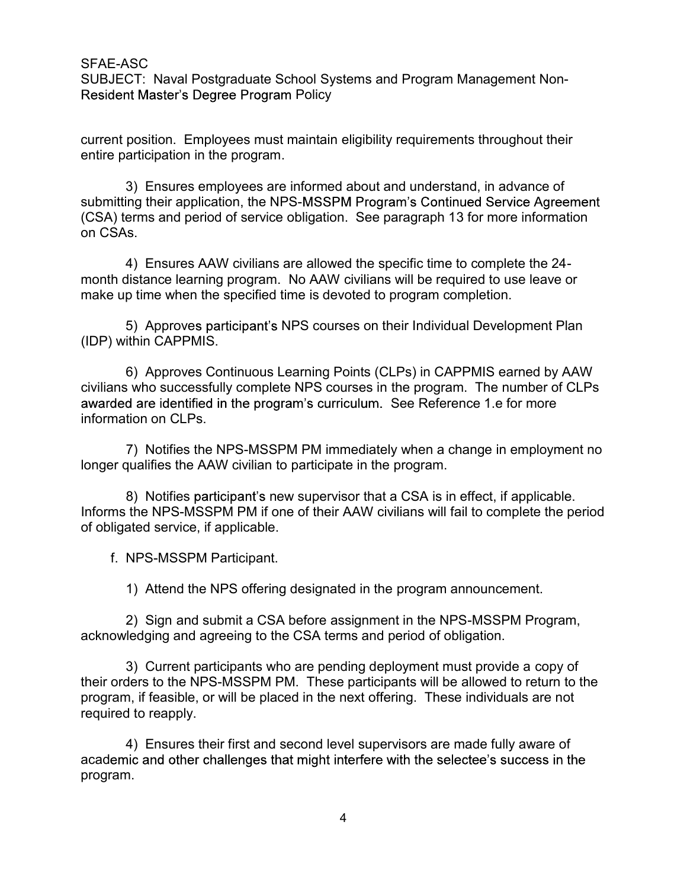current position. Employees must maintain eligibility requirements throughout their entire participation in the program.

3) Ensures employees are informed about and understand, in advance of submitting their application, the NPS-MSSPM Program's Continued Service Agreement (CSA) terms and period of service obligation. See paragraph 13 for more information on CSAs.

4) Ensures AAW civilians are allowed the specific time to complete the 24-month distance learning program. No AAW civilians will be required to use leave or make up time when the specified time is devoted to program completion.

5) Approves participant's NPS courses on their Individual Development Plan (IDP) within CAPPMIS.

6) Approves Continuous Learning Points (CLPs) in CAPPMIS earned by AAW civilians who successfully complete NPS courses in the program. The number of CLPs awarded are identified in the program's curriculum. See Reference 1.e for more information on CLPs.

7) Notifies the NPS-MSSPM PM immediately when a change in employment no longer qualifies the AAW civilian to participate in the program.

8) Notifies participant's new supervisor that a CSA is in effect, if applicable. Informs the NPS-MSSPM PM if one of their AAW civilians will fail to complete the period of obligated service, if applicable.

f. NPS-MSSPM Participant.

1) Attend the NPS offering designated in the program announcement.

2) Sign and submit a CSA before assignment in the NPS-MSSPM Program, acknowledging and agreeing to the CSA terms and period of obligation.

3) Current participants who are pending deployment must provide a copy of their orders to the NPS-MSSPM PM. These participants will be allowed to return to the program, if feasible, or will be placed in the next offering. These individuals are not required to reapply.

4) Ensures their first and second level supervisors are made fully aware of academic and other challenges that might interfere with the selectee's success in the program.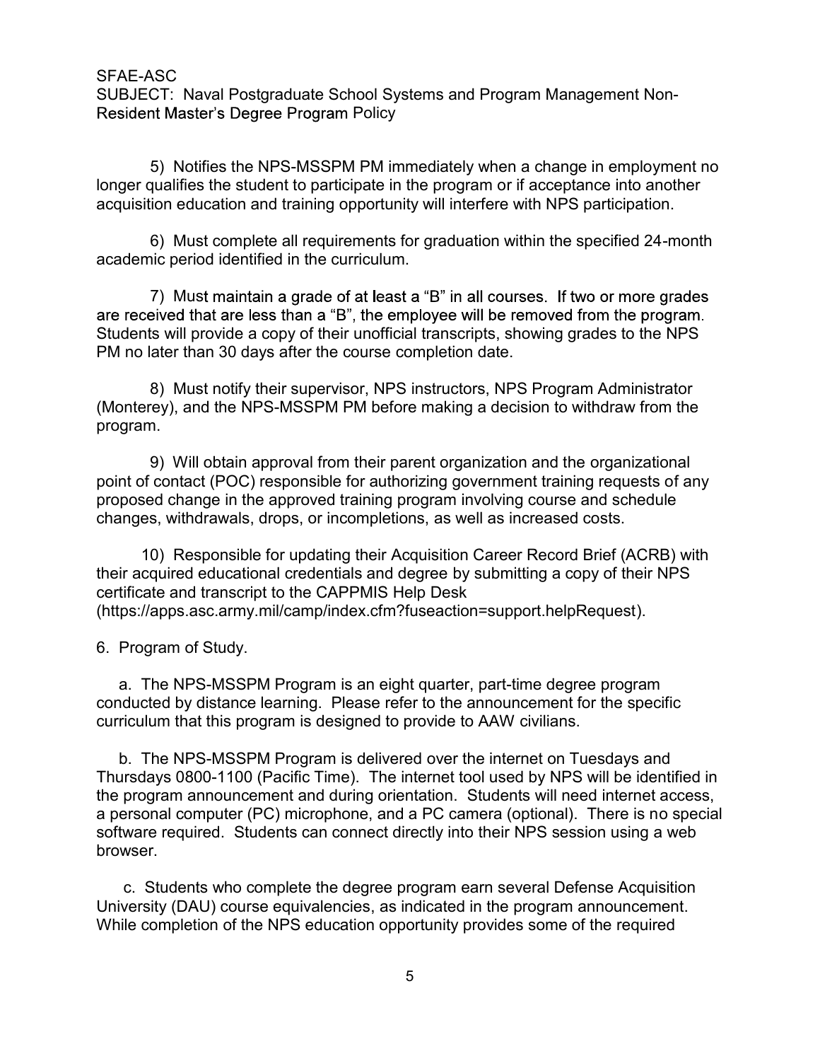SFAE-ASC
SUBJECT: Naval Postgraduate School Systems and Program Management Non-Resident Master's Degree Program Policy

5) Notifies the NPS-MSSPM PM immediately when a change in employment no longer qualifies the student to participate in the program or if acceptance into another acquisition education and training opportunity will interfere with NPS participation.

6) Must complete all requirements for graduation within the specified 24-month academic period identified in the curriculum.

7) Must maintain a grade of at least a "B" in all courses. If two or more grades are received that are less than a "B", the employee will be removed from the program. Students will provide a copy of their unofficial transcripts, showing grades to the NPS PM no later than 30 days after the course completion date.

8) Must notify their supervisor, NPS instructors, NPS Program Administrator (Monterey), and the NPS-MSSPM PM before making a decision to withdraw from the program.

9) Will obtain approval from their parent organization and the organizational point of contact (POC) responsible for authorizing government training requests of any proposed change in the approved training program involving course and schedule changes, withdrawals, drops, or incompletions, as well as increased costs.

10) Responsible for updating their Acquisition Career Record Brief (ACRB) with their acquired educational credentials and degree by submitting a copy of their NPS certificate and transcript to the CAPPMIS Help Desk (https://apps.asc.army.mil/camp/index.cfm?fuseaction=support.helpRequest).

6. Program of Study.

a. The NPS-MSSPM Program is an eight quarter, part-time degree program conducted by distance learning. Please refer to the announcement for the specific curriculum that this program is designed to provide to AAW civilians.

b. The NPS-MSSPM Program is delivered over the internet on Tuesdays and Thursdays 0800-1100 (Pacific Time). The internet tool used by NPS will be identified in the program announcement and during orientation. Students will need internet access, a personal computer (PC) microphone, and a PC camera (optional). There is no special software required. Students can connect directly into their NPS session using a web browser.

c. Students who complete the degree program earn several Defense Acquisition University (DAU) course equivalencies, as indicated in the program announcement. While completion of the NPS education opportunity provides some of the required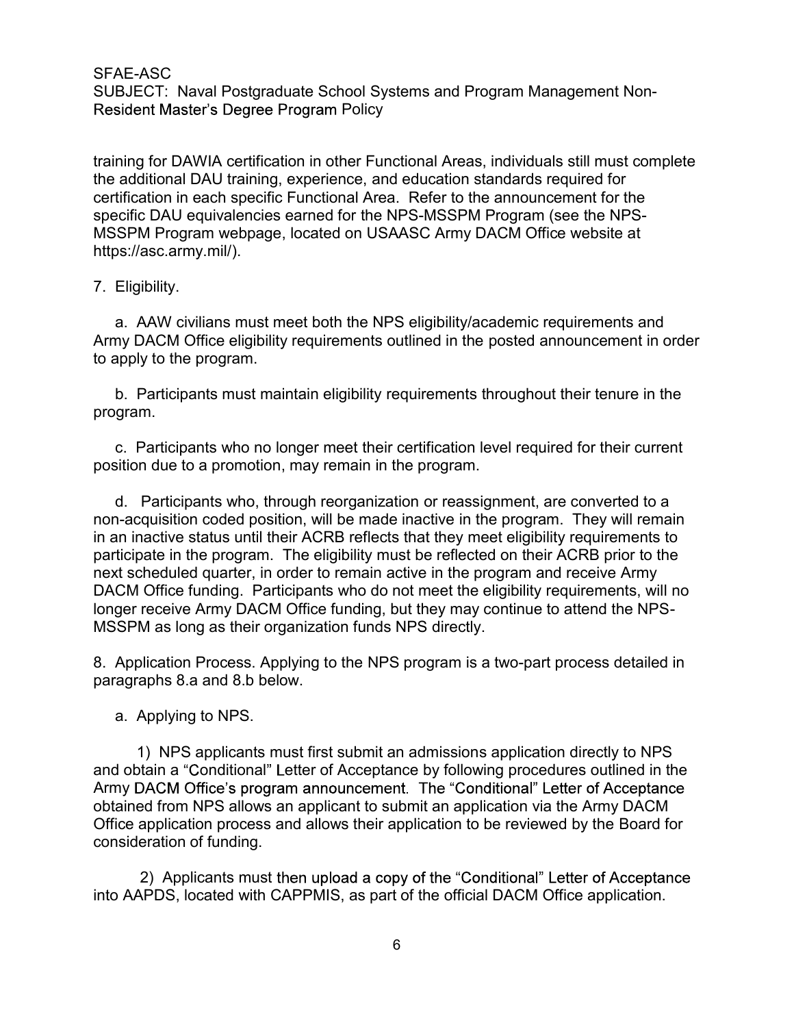training for DAWIA certification in other Functional Areas, individuals still must complete the additional DAU training, experience, and education standards required for certification in each specific Functional Area. Refer to the announcement for the specific DAU equivalencies earned for the NPS-MSSPM Program (see the NPS-MSSPM Program webpage, located on USAASC Army DACM Office website at https://asc.army.mil/).

7. Eligibility.

a. AAW civilians must meet both the NPS eligibility/academic requirements and Army DACM Office eligibility requirements outlined in the posted announcement in order to apply to the program.

b. Participants must maintain eligibility requirements throughout their tenure in the program.

c. Participants who no longer meet their certification level required for their current position due to a promotion, may remain in the program.

d. Participants who, through reorganization or reassignment, are converted to a non-acquisition coded position, will be made inactive in the program. They will remain in an inactive status until their ACRB reflects that they meet eligibility requirements to participate in the program. The eligibility must be reflected on their ACRB prior to the next scheduled quarter, in order to remain active in the program and receive Army DACM Office funding. Participants who do not meet the eligibility requirements, will no longer receive Army DACM Office funding, but they may continue to attend the NPS-MSSPM as long as their organization funds NPS directly.

8. Application Process. Applying to the NPS program is a two-part process detailed in paragraphs 8.a and 8.b below.

a. Applying to NPS.

1) NPS applicants must first submit an admissions application directly to NPS and obtain a "Conditional" Letter of Acceptance by following procedures outlined in the Army DACM Office's program announcement. The "Conditional" Letter of Acceptance obtained from NPS allows an applicant to submit an application via the Army DACM Office application process and allows their application to be reviewed by the Board for consideration of funding.

2) Applicants must then upload a copy of the "Conditional" Letter of Acceptance into AAPDS, located with CAPPMIS, as part of the official DACM Office application.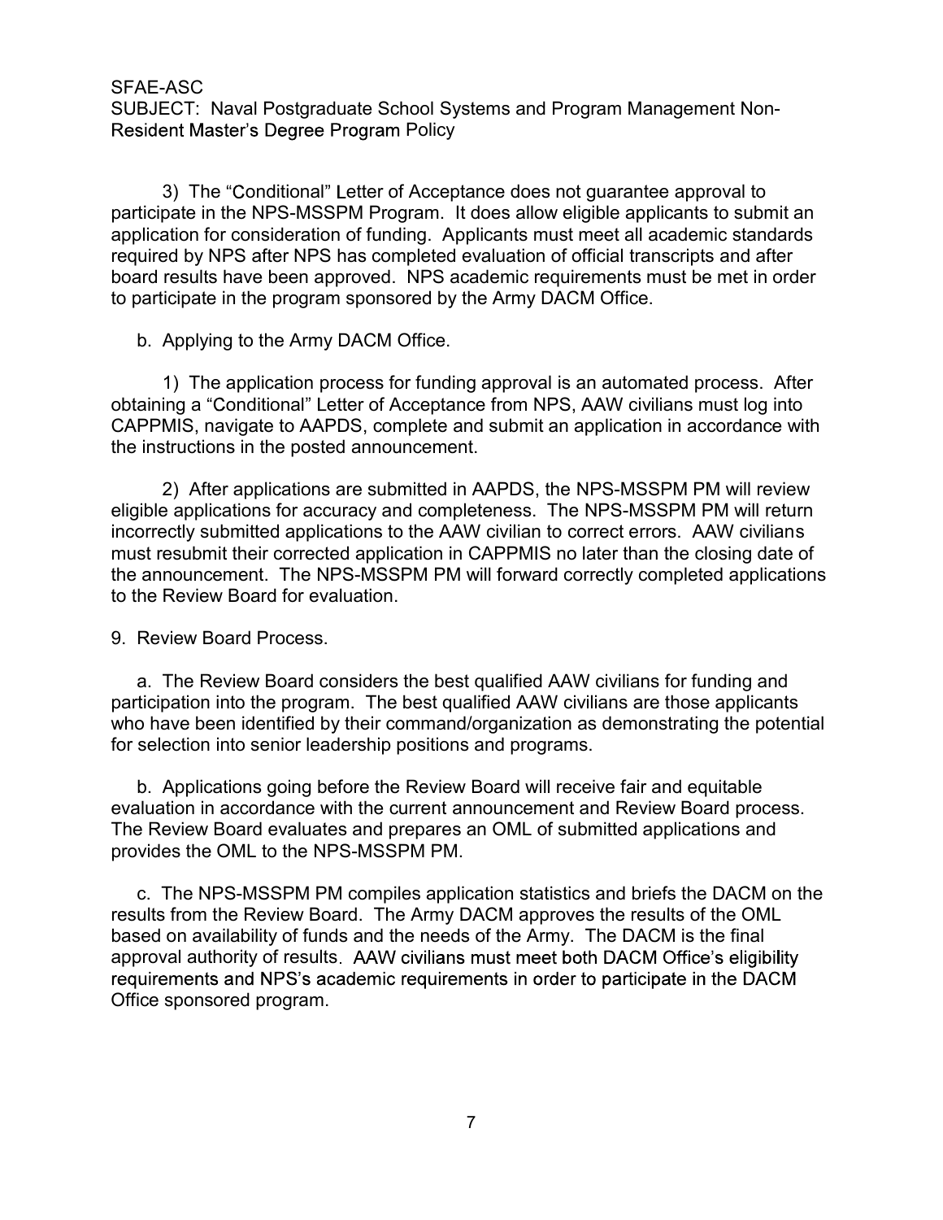3) The "Conditional" Letter of Acceptance does not guarantee approval to participate in the NPS-MSSPM Program. It does allow eligible applicants to submit an application for consideration of funding. Applicants must meet all academic standards required by NPS after NPS has completed evaluation of official transcripts and after board results have been approved. NPS academic requirements must be met in order to participate in the program sponsored by the Army DACM Office.

b. Applying to the Army DACM Office.

1) The application process for funding approval is an automated process. After obtaining a "Conditional" Letter of Acceptance from NPS, AAW civilians must log into CAPPMIS, navigate to AAPDS, complete and submit an application in accordance with the instructions in the posted announcement.

2) After applications are submitted in AAPDS, the NPS-MSSPM PM will review eligible applications for accuracy and completeness. The NPS-MSSPM PM will return incorrectly submitted applications to the AAW civilian to correct errors. AAW civilians must resubmit their corrected application in CAPPMIS no later than the closing date of the announcement. The NPS-MSSPM PM will forward correctly completed applications to the Review Board for evaluation.

9. Review Board Process.

a. The Review Board considers the best qualified AAW civilians for funding and participation into the program. The best qualified AAW civilians are those applicants who have been identified by their command/organization as demonstrating the potential for selection into senior leadership positions and programs.

b. Applications going before the Review Board will receive fair and equitable evaluation in accordance with the current announcement and Review Board process. The Review Board evaluates and prepares an OML of submitted applications and provides the OML to the NPS-MSSPM PM.

c. The NPS-MSSPM PM compiles application statistics and briefs the DACM on the results from the Review Board. The Army DACM approves the results of the OML based on availability of funds and the needs of the Army. The DACM is the final approval authority of results. AAW civilians must meet both DACM Office's eligibility requirements and NPS's academic requirements in order to participate in the DACM Office sponsored program.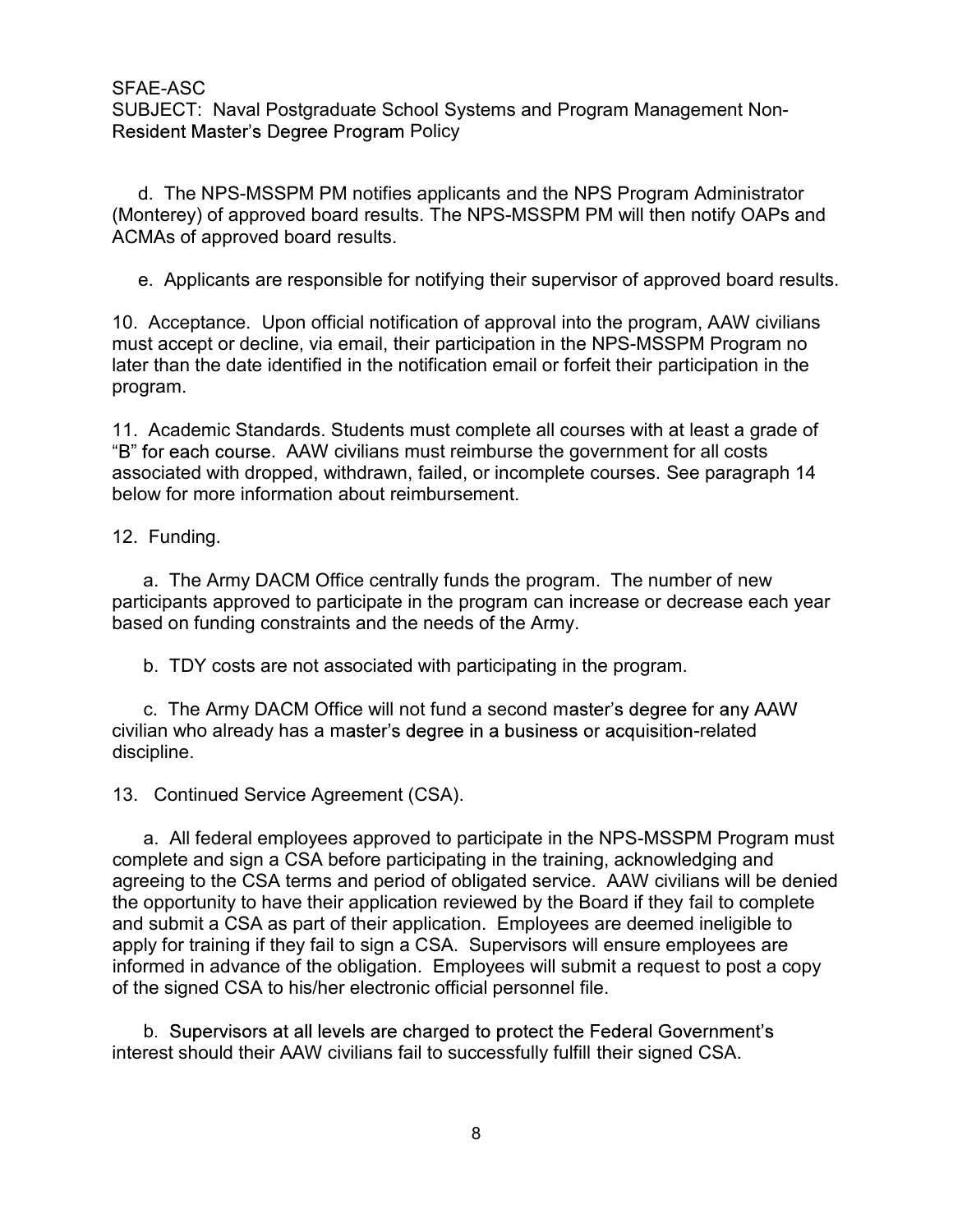d. The NPS-MSSPM PM notifies applicants and the NPS Program Administrator (Monterey) of approved board results. The NPS-MSSPM PM will then notify OAPs and ACMAs of approved board results.

e. Applicants are responsible for notifying their supervisor of approved board results.

10. Acceptance. Upon official notification of approval into the program, AAW civilians must accept or decline, via email, their participation in the NPS-MSSPM Program no later than the date identified in the notification email or forfeit their participation in the program.

11. Academic Standards. Students must complete all courses with at least a grade of "B" for each course. AAW civilians must reimburse the government for all costs associated with dropped, withdrawn, failed, or incomplete courses. See paragraph 14 below for more information about reimbursement.

12. Funding.

a. The Army DACM Office centrally funds the program. The number of new participants approved to participate in the program can increase or decrease each year based on funding constraints and the needs of the Army.

b. TDY costs are not associated with participating in the program.

c. The Army DACM Office will not fund a second master's degree for any AAW civilian who already has a master's degree in a business or acquisition-related discipline.

13. Continued Service Agreement (CSA).

a. All federal employees approved to participate in the NPS-MSSPM Program must complete and sign a CSA before participating in the training, acknowledging and agreeing to the CSA terms and period of obligated service. AAW civilians will be denied the opportunity to have their application reviewed by the Board if they fail to complete and submit a CSA as part of their application. Employees are deemed ineligible to apply for training if they fail to sign a CSA. Supervisors will ensure employees are informed in advance of the obligation. Employees will submit a request to post a copy of the signed CSA to his/her electronic official personnel file.

b. Supervisors at all levels are charged to protect the Federal Government's interest should their AAW civilians fail to successfully fulfill their signed CSA.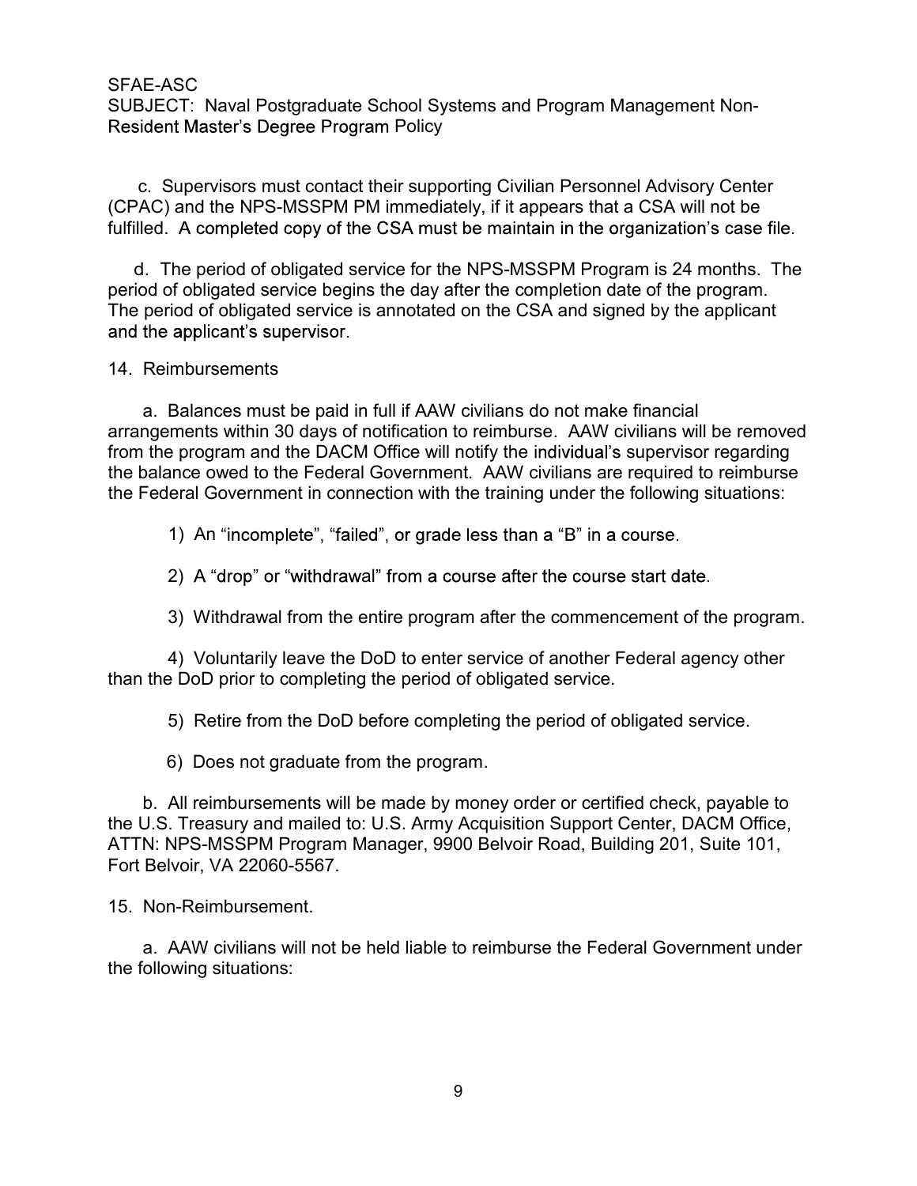c. Supervisors must contact their supporting Civilian Personnel Advisory Center (CPAC) and the NPS-MSSPM PM immediately, if it appears that a CSA will not be fulfilled. A completed copy of the CSA must be maintain in the organization's case file.

d. The period of obligated service for the NPS-MSSPM Program is 24 months. The period of obligated service begins the day after the completion date of the program. The period of obligated service is annotated on the CSA and signed by the applicant and the applicant's supervisor.

14. Reimbursements

a. Balances must be paid in full if AAW civilians do not make financial arrangements within 30 days of notification to reimburse. AAW civilians will be removed from the program and the DACM Office will notify the individual's supervisor regarding the balance owed to the Federal Government. AAW civilians are required to reimburse the Federal Government in connection with the training under the following situations:

1) An "incomplete", "failed", or grade less than a "B" in a course.

2) A "drop" or "withdrawal" from a course after the course start date.

3) Withdrawal from the entire program after the commencement of the program.

4) Voluntarily leave the DoD to enter service of another Federal agency other than the DoD prior to completing the period of obligated service.

5) Retire from the DoD before completing the period of obligated service.

6) Does not graduate from the program.

b. All reimbursements will be made by money order or certified check, payable to the U.S. Treasury and mailed to: U.S. Army Acquisition Support Center, DACM Office, ATTN: NPS-MSSPM Program Manager, 9900 Belvoir Road, Building 201, Suite 101, Fort Belvoir, VA 22060-5567.

15. Non-Reimbursement.

a. AAW civilians will not be held liable to reimburse the Federal Government under the following situations: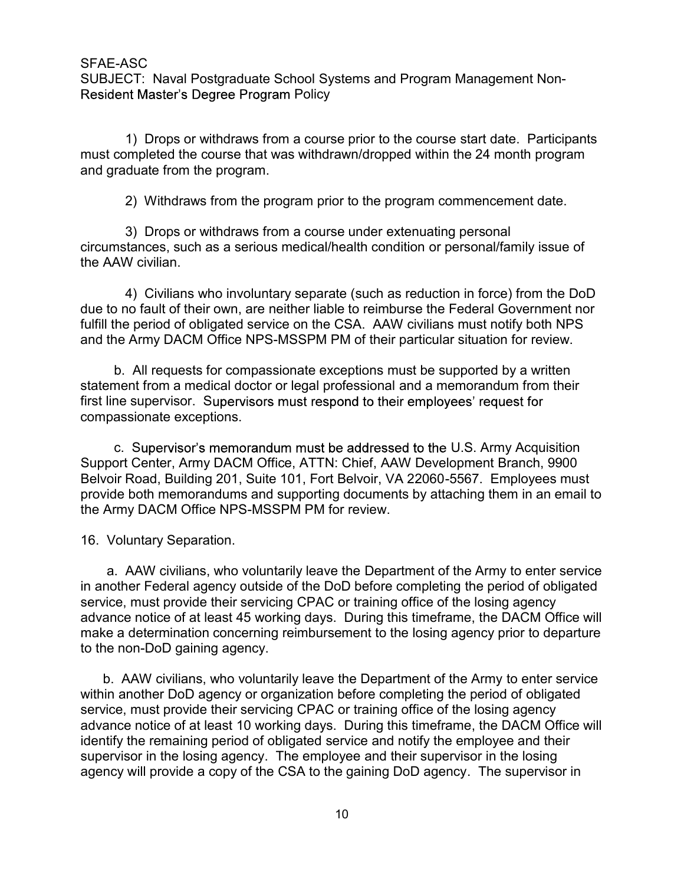1) Drops or withdraws from a course prior to the course start date. Participants must completed the course that was withdrawn/dropped within the 24 month program and graduate from the program.

2) Withdraws from the program prior to the program commencement date.

3) Drops or withdraws from a course under extenuating personal circumstances, such as a serious medical/health condition or personal/family issue of the AAW civilian.

4) Civilians who involuntary separate (such as reduction in force) from the DoD due to no fault of their own, are neither liable to reimburse the Federal Government nor fulfill the period of obligated service on the CSA. AAW civilians must notify both NPS and the Army DACM Office NPS-MSSPM PM of their particular situation for review.

b. All requests for compassionate exceptions must be supported by a written statement from a medical doctor or legal professional and a memorandum from their first line supervisor. Supervisors must respond to their employees' request for compassionate exceptions.

c. Supervisor's memorandum must be addressed to the U.S. Army Acquisition Support Center, Army DACM Office, ATTN: Chief, AAW Development Branch, 9900 Belvoir Road, Building 201, Suite 101, Fort Belvoir, VA 22060-5567. Employees must provide both memorandums and supporting documents by attaching them in an email to the Army DACM Office NPS-MSSPM PM for review.

16. Voluntary Separation.

a. AAW civilians, who voluntarily leave the Department of the Army to enter service in another Federal agency outside of the DoD before completing the period of obligated service, must provide their servicing CPAC or training office of the losing agency advance notice of at least 45 working days. During this timeframe, the DACM Office will make a determination concerning reimbursement to the losing agency prior to departure to the non-DoD gaining agency.

b. AAW civilians, who voluntarily leave the Department of the Army to enter service within another DoD agency or organization before completing the period of obligated service, must provide their servicing CPAC or training office of the losing agency advance notice of at least 10 working days. During this timeframe, the DACM Office will identify the remaining period of obligated service and notify the employee and their supervisor in the losing agency. The employee and their supervisor in the losing agency will provide a copy of the CSA to the gaining DoD agency. The supervisor in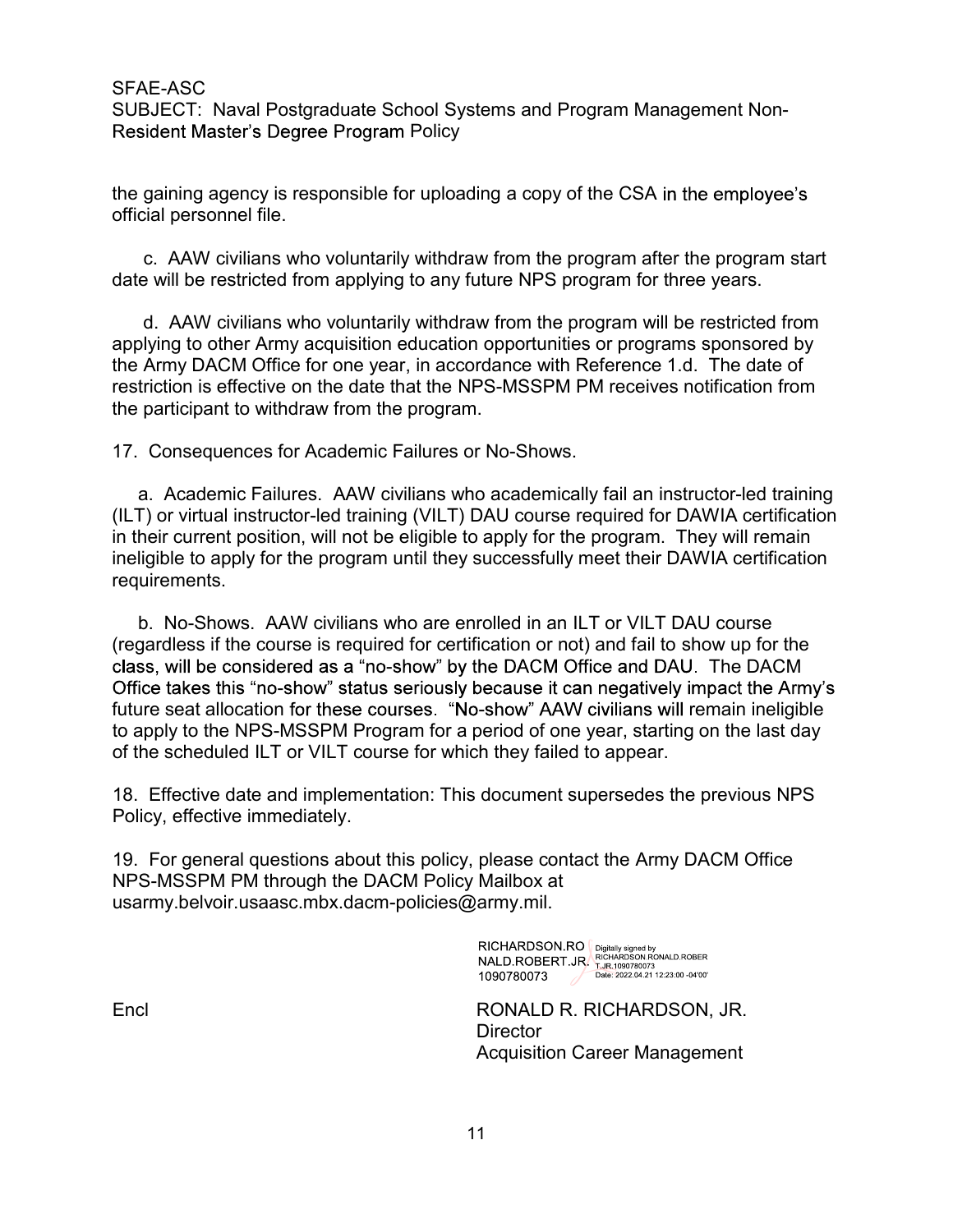the gaining agency is responsible for uploading a copy of the CSA in the employee's official personnel file.

c. AAW civilians who voluntarily withdraw from the program after the program start date will be restricted from applying to any future NPS program for three years.

d. AAW civilians who voluntarily withdraw from the program will be restricted from applying to other Army acquisition education opportunities or programs sponsored by the Army DACM Office for one year, in accordance with Reference 1.d. The date of restriction is effective on the date that the NPS-MSSPM PM receives notification from the participant to withdraw from the program.

17. Consequences for Academic Failures or No-Shows.

a. Academic Failures. AAW civilians who academically fail an instructor-led training (ILT) or virtual instructor-led training (VILT) DAU course required for DAWIA certification in their current position, will not be eligible to apply for the program. They will remain ineligible to apply for the program until they successfully meet their DAWIA certification requirements.

b. No-Shows. AAW civilians who are enrolled in an ILT or VILT DAU course (regardless if the course is required for certification or not) and fail to show up for the class, will be considered as a "no-show" by the DACM Office and DAU. The DACM Office takes this "no-show" status seriously because it can negatively impact the Army's future seat allocation for these courses. "No-show" AAW civilians will remain ineligible to apply to the NPS-MSSPM Program for a period of one year, starting on the last day of the scheduled ILT or VILT course for which they failed to appear.

18. Effective date and implementation: This document supersedes the previous NPS Policy, effective immediately.

19. For general questions about this policy, please contact the Army DACM Office NPS-MSSPM PM through the DACM Policy Mailbox at usarmy.belvoir.usaasc.mbx.dacm-policies@army.mil.

RICHARDSON.RONALD.ROBERT.JR.1090780073 Digitally signed by RICHARDSON.RONALD.ROBERT.JR.1090780073 Date: 2022.04.21 12:23:00 -04'00'

Encl

RONALD R. RICHARDSON, JR.
Director
Acquisition Career Management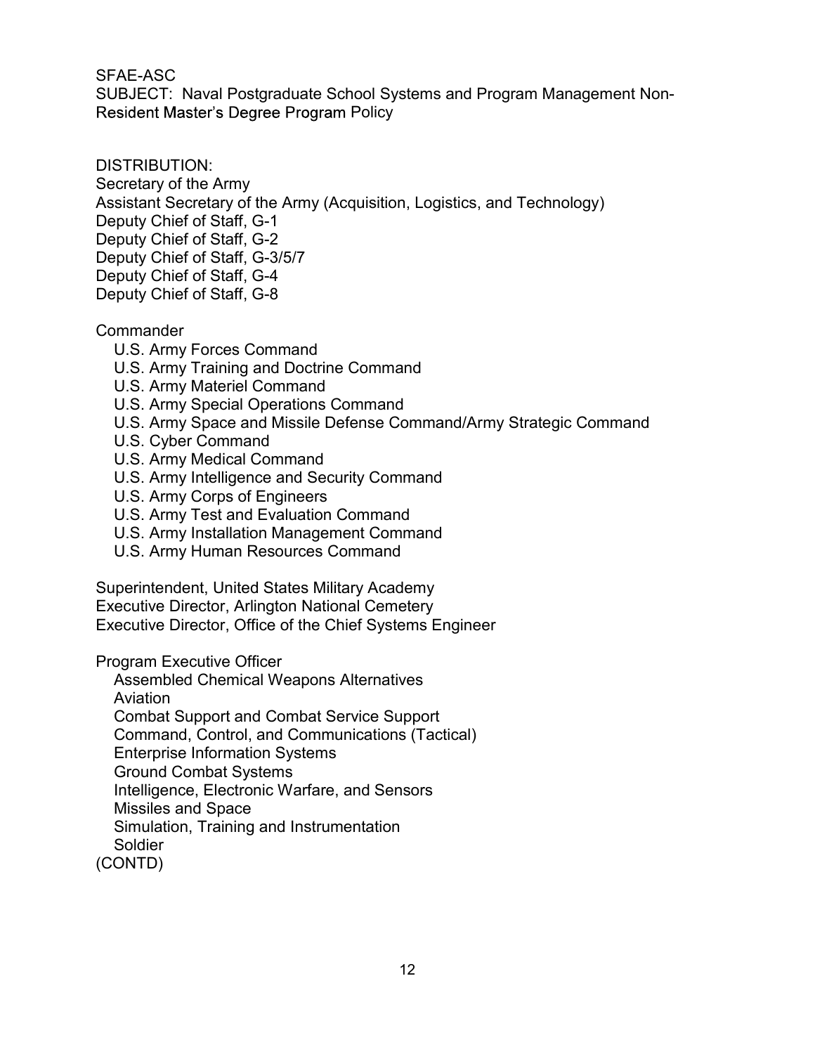SFAE-ASC
SUBJECT: Naval Postgraduate School Systems and Program Management Non-Resident Master's Degree Program Policy

DISTRIBUTION:
Secretary of the Army
Assistant Secretary of the Army (Acquisition, Logistics, and Technology)
Deputy Chief of Staff, G-1
Deputy Chief of Staff, G-2
Deputy Chief of Staff, G-3/5/7
Deputy Chief of Staff, G-4
Deputy Chief of Staff, G-8

Commander
- U.S. Army Forces Command
- U.S. Army Training and Doctrine Command
- U.S. Army Materiel Command
- U.S. Army Special Operations Command
- U.S. Army Space and Missile Defense Command/Army Strategic Command
- U.S. Cyber Command
- U.S. Army Medical Command
- U.S. Army Intelligence and Security Command
- U.S. Army Corps of Engineers
- U.S. Army Test and Evaluation Command
- U.S. Army Installation Management Command
- U.S. Army Human Resources Command

Superintendent, United States Military Academy
Executive Director, Arlington National Cemetery
Executive Director, Office of the Chief Systems Engineer

Program Executive Officer
- Assembled Chemical Weapons Alternatives
- Aviation
- Combat Support and Combat Service Support
- Command, Control, and Communications (Tactical)
- Enterprise Information Systems
- Ground Combat Systems
- Intelligence, Electronic Warfare, and Sensors
- Missiles and Space
- Simulation, Training and Instrumentation
- Soldier

(CONTD)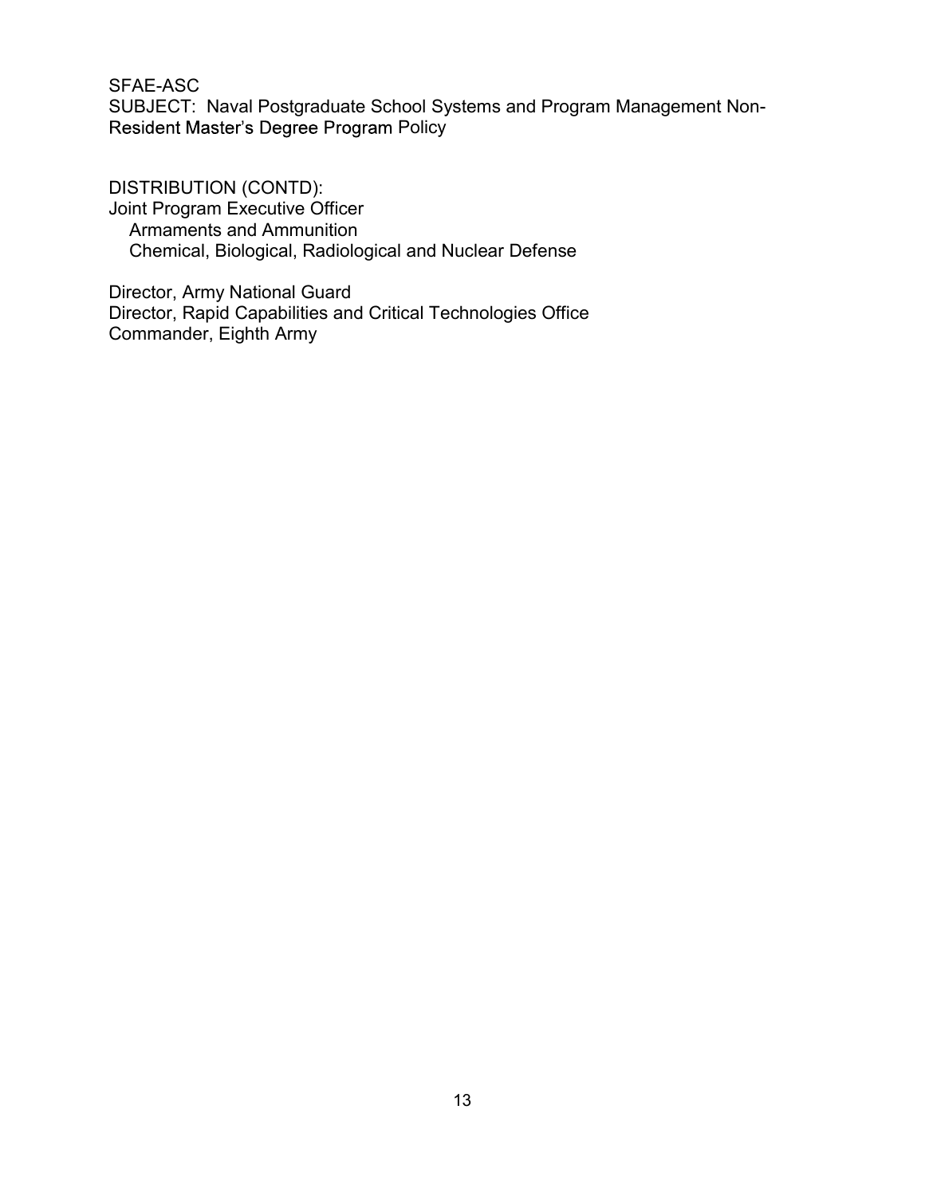SFAE-ASC
SUBJECT: Naval Postgraduate School Systems and Program Management Non-Resident Master's Degree Program Policy

DISTRIBUTION (CONTD):
Joint Program Executive Officer
 Armaments and Ammunition
 Chemical, Biological, Radiological and Nuclear Defense

Director, Army National Guard
Director, Rapid Capabilities and Critical Technologies Office
Commander, Eighth Army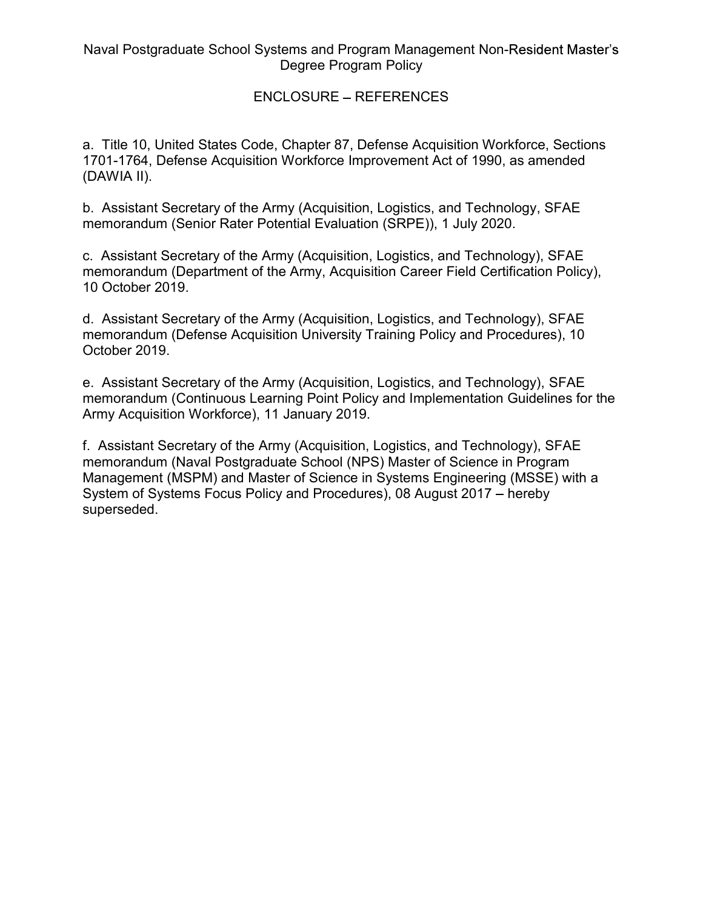Naval Postgraduate School Systems and Program Management Non-Resident Master's Degree Program Policy

## ENCLOSURE – REFERENCES

a. Title 10, United States Code, Chapter 87, Defense Acquisition Workforce, Sections 1701-1764, Defense Acquisition Workforce Improvement Act of 1990, as amended (DAWIA II).

b. Assistant Secretary of the Army (Acquisition, Logistics, and Technology, SFAE memorandum (Senior Rater Potential Evaluation (SRPE)), 1 July 2020.

c. Assistant Secretary of the Army (Acquisition, Logistics, and Technology), SFAE memorandum (Department of the Army, Acquisition Career Field Certification Policy), 10 October 2019.

d. Assistant Secretary of the Army (Acquisition, Logistics, and Technology), SFAE memorandum (Defense Acquisition University Training Policy and Procedures), 10 October 2019.

e. Assistant Secretary of the Army (Acquisition, Logistics, and Technology), SFAE memorandum (Continuous Learning Point Policy and Implementation Guidelines for the Army Acquisition Workforce), 11 January 2019.

f. Assistant Secretary of the Army (Acquisition, Logistics, and Technology), SFAE memorandum (Naval Postgraduate School (NPS) Master of Science in Program Management (MSPM) and Master of Science in Systems Engineering (MSSE) with a System of Systems Focus Policy and Procedures), 08 August 2017 – hereby superseded.